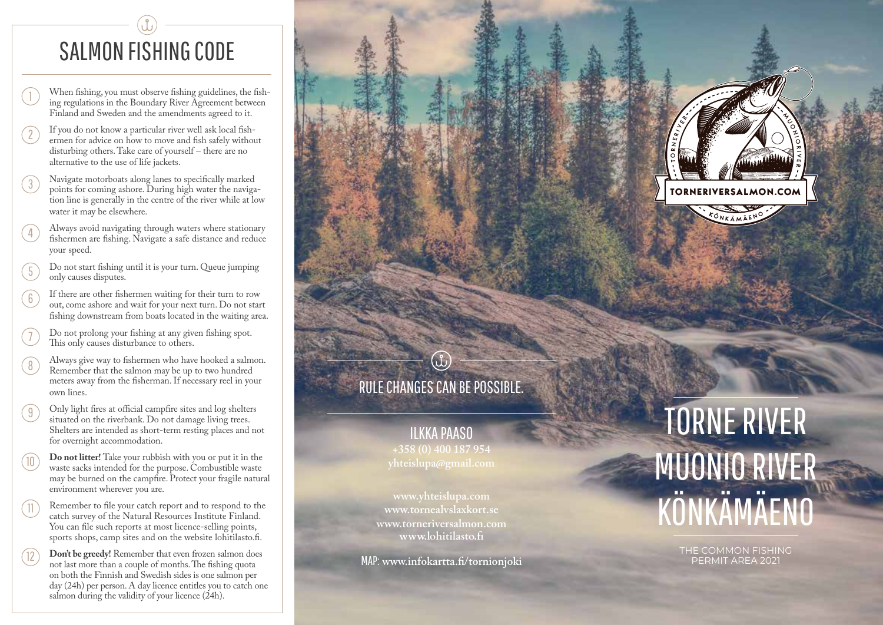# SALMON FISHING CODE

1. When fishing, you must observe fishing guidelines, the fishing regulations in the Boundary River Agreement between Finland and Sweden and the amendments agreed to it.
2. If you do not know a particular river well ask local fishermen for advice on how to move and fish safely without disturbing others. Take care of yourself – there are no alternative to the use of life jackets.
3. Navigate motorboats along lanes to specifically marked points for coming ashore. During high water the navigation line is generally in the centre of the river while at low water it may be elsewhere.
4. Always avoid navigating through waters where stationary fishermen are fishing. Navigate a safe distance and reduce your speed.
5. Do not start fishing until it is your turn. Queue jumping only causes disputes.
6. If there are other fishermen waiting for their turn to row out, come ashore and wait for your next turn. Do not start fishing downstream from boats located in the waiting area.
7. Do not prolong your fishing at any given fishing spot. This only causes disturbance to others.
8. Always give way to fishermen who have hooked a salmon. Remember that the salmon may be up to two hundred meters away from the fisherman. If necessary reel in your own lines.
9. Only light fires at official campfire sites and log shelters situated on the riverbank. Do not damage living trees. Shelters are intended as short-term resting places and not for overnight accommodation.
10. **Do not litter!** Take your rubbish with you or put it in the waste sacks intended for the purpose. Combustible waste may be burned on the campfire. Protect your fragile natural environment wherever you are.
11. Remember to file your catch report and to respond to the catch survey of the Natural Resources Institute Finland. You can file such reports at most licence-selling points, sports shops, camp sites and on the website lohitilasto.fi.
12. **Don't be greedy!** Remember that even frozen salmon does not last more than a couple of months. The fishing quota on both the Finnish and Swedish sides is one salmon per day (24h) per person. A day licence entitles you to catch one salmon during the validity of your licence (24h).

## RULE CHANGES CAN BE POSSIBLE.

ILKKA PAASO
+358 (0) 400 187 954
yhteislupa@gmail.com

www.yhteislupa.com
www.tornealvslaxkort.se
www.torneriversalmon.com
www.lohitilasto.fi

MAP: www.infokartta.fi/tornionjoki

TORNE RIVER · MUONIO RIVER · TORNERIVERSALMON.COM · KÖNKÄMÄENO

# TORNE RIVER
# MUONIO RIVER
# KÖNKÄMÄENO

THE COMMON FISHING PERMIT AREA 2021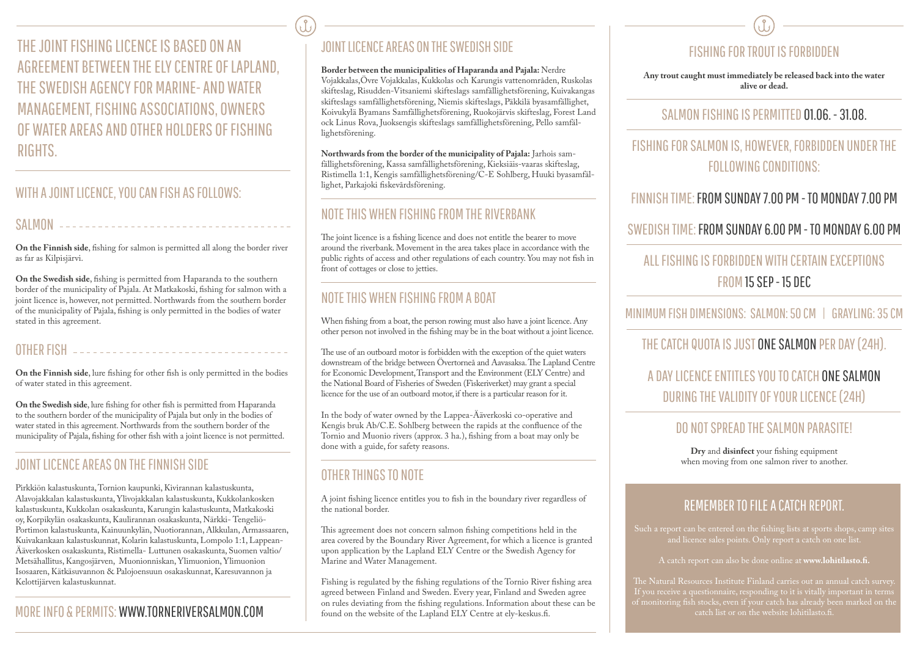# THE JOINT FISHING LICENCE IS BASED ON AN AGREEMENT BETWEEN THE ELY CENTRE OF LAPLAND, THE SWEDISH AGENCY FOR MARINE- AND WATER MANAGEMENT, FISHING ASSOCIATIONS, OWNERS OF WATER AREAS AND OTHER HOLDERS OF FISHING RIGHTS.

## WITH A JOINT LICENCE, YOU CAN FISH AS FOLLOWS:

### SALMON

**On the Finnish side**, fishing for salmon is permitted all along the border river as far as Kilpisjärvi.

**On the Swedish side**, fishing is permitted from Haparanda to the southern border of the municipality of Pajala. At Matkakoski, fishing for salmon with a joint licence is, however, not permitted. Northwards from the southern border of the municipality of Pajala, fishing is only permitted in the bodies of water stated in this agreement.

### OTHER FISH

**On the Finnish side**, lure fishing for other fish is only permitted in the bodies of water stated in this agreement.

**On the Swedish side**, lure fishing for other fish is permitted from Haparanda to the southern border of the municipality of Pajala but only in the bodies of water stated in this agreement. Northwards from the southern border of the municipality of Pajala, fishing for other fish with a joint licence is not permitted.

## JOINT LICENCE AREAS ON THE FINNISH SIDE

Pirkkiön kalastuskunta, Tornion kaupunki, Kivirannan kalastuskunta, Alavojakkalan kalastuskunta, Ylivojakkalan kalastuskunta, Kukkolankosken kalastuskunta, Kukkolan osakaskunta, Karungin kalastuskunta, Matkakoski oy, Korpikylän osakaskunta, Kaulirannan osakaskunta, Närkki- Tengeliö-Portimon kalastuskunta, Kainuunkylän, Nuotiorannan, Alkkulan, Armassaaren, Kuivakankaan kalastuskunnat, Kolarin kalastuskunta, Lompolo 1:1, Lappean-Äävekosken osakaskunta, Ristimella- Luttunen osakaskunta, Suomen valtio/ Metsähallitus, Kangosjärven, Muonionniskan, Ylimuonion, Ylimuonion Isosaaren, Kätkäsuvannon & Palojoensuun osakaskunnat, Karesuvannon ja Kelottijärven kalastuskunnat.

## MORE INFO & PERMITS: WWW.TORNERIVERSALMON.COM

## JOINT LICENCE AREAS ON THE SWEDISH SIDE

**Border between the municipalities of Haparanda and Pajala:** Nerdre Vojakkalas, Övre Vojakkalas, Kukkolas och Karungis vattenområden, Ruskolas skifteslag, Risudden-Vitsaniemi skifteslags samfällighetsförening, Kuivakangas skifteslags samfällighetsförening, Niemis skifteslags, Päkkilä byasamfällighet, Koivukylä Byamans Samfällighetsförening, Ruokojärvis skifteslag, Forest Land ock Linus Rova, Juoksengis skifteslags samfällighetsförening, Pello samfällighetsförening.

**Northwards from the border of the municipality of Pajala:** Jarhois samfällighetsförening, Kassa samfällighetsförening, Kieksiäis-vaaras skifteslag, Ristimella 1:1, Kengis samfällighetsförening/C-E Sohlberg, Huuki byasamfällighet, Parkajoki fiskevårdsförening.

## NOTE THIS WHEN FISHING FROM THE RIVERBANK

The joint licence is a fishing licence and does not entitle the bearer to move around the riverbank. Movement in the area takes place in accordance with the public rights of access and other regulations of each country. You may not fish in front of cottages or close to jetties.

## NOTE THIS WHEN FISHING FROM A BOAT

When fishing from a boat, the person rowing must also have a joint licence. Any other person not involved in the fishing may be in the boat without a joint licence.

The use of an outboard motor is forbidden with the exception of the quiet waters downstream of the bridge between Övertorneå and Aavasaksa. The Lapland Centre for Economic Development, Transport and the Environment (ELY Centre) and the National Board of Fisheries of Sweden (Fiskeriverket) may grant a special licence for the use of an outboard motor, if there is a particular reason for it.

In the body of water owned by the Lappea-Ääverkoski co-operative and Kengis bruk Ab/C.E. Sohlberg between the rapids at the confluence of the Tornio and Muonio rivers (approx. 3 ha.), fishing from a boat may only be done with a guide, for safety reasons.

## OTHER THINGS TO NOTE

A joint fishing licence entitles you to fish in the boundary river regardless of the national border.

This agreement does not concern salmon fishing competitions held in the area covered by the Boundary River Agreement, for which a licence is granted upon application by the Lapland ELY Centre or the Swedish Agency for Marine and Water Management.

Fishing is regulated by the fishing regulations of the Tornio River fishing area agreed between Finland and Sweden. Every year, Finland and Sweden agree on rules deviating from the fishing regulations. Information about these can be found on the website of the Lapland ELY Centre at ely-keskus.fi.

## FISHING FOR TROUT IS FORBIDDEN

**Any trout caught must immediately be released back into the water alive or dead.**

## SALMON FISHING IS PERMITTED 01.06. - 31.08.

## FISHING FOR SALMON IS, HOWEVER, FORBIDDEN UNDER THE FOLLOWING CONDITIONS:

FINNISH TIME: FROM SUNDAY 7.00 PM - TO MONDAY 7.00 PM

SWEDISH TIME: FROM SUNDAY 6.00 PM - TO MONDAY 6.00 PM

## ALL FISHING IS FORBIDDEN WITH CERTAIN EXCEPTIONS FROM 15 SEP - 15 DEC

MINIMUM FISH DIMENSIONS: SALMON: 50 CM | GRAYLING: 35 CM

THE CATCH QUOTA IS JUST ONE SALMON PER DAY (24H).

A DAY LICENCE ENTITLES YOU TO CATCH ONE SALMON DURING THE VALIDITY OF YOUR LICENCE (24H)

## DO NOT SPREAD THE SALMON PARASITE!

**Dry** and **disinfect** your fishing equipment when moving from one salmon river to another.

## REMEMBER TO FILE A CATCH REPORT.

Such a report can be entered on the fishing lists at sports shops, camp sites and licence sales points. Only report a catch on one list.

A catch report can also be done online at **www.lohitilasto.fi.**

The Natural Resources Institute Finland carries out an annual catch survey. If you receive a questionnaire, responding to it is vitally important in terms of monitoring fish stocks, even if your catch has already been marked on the catch list or on the website lohitilasto.fi.